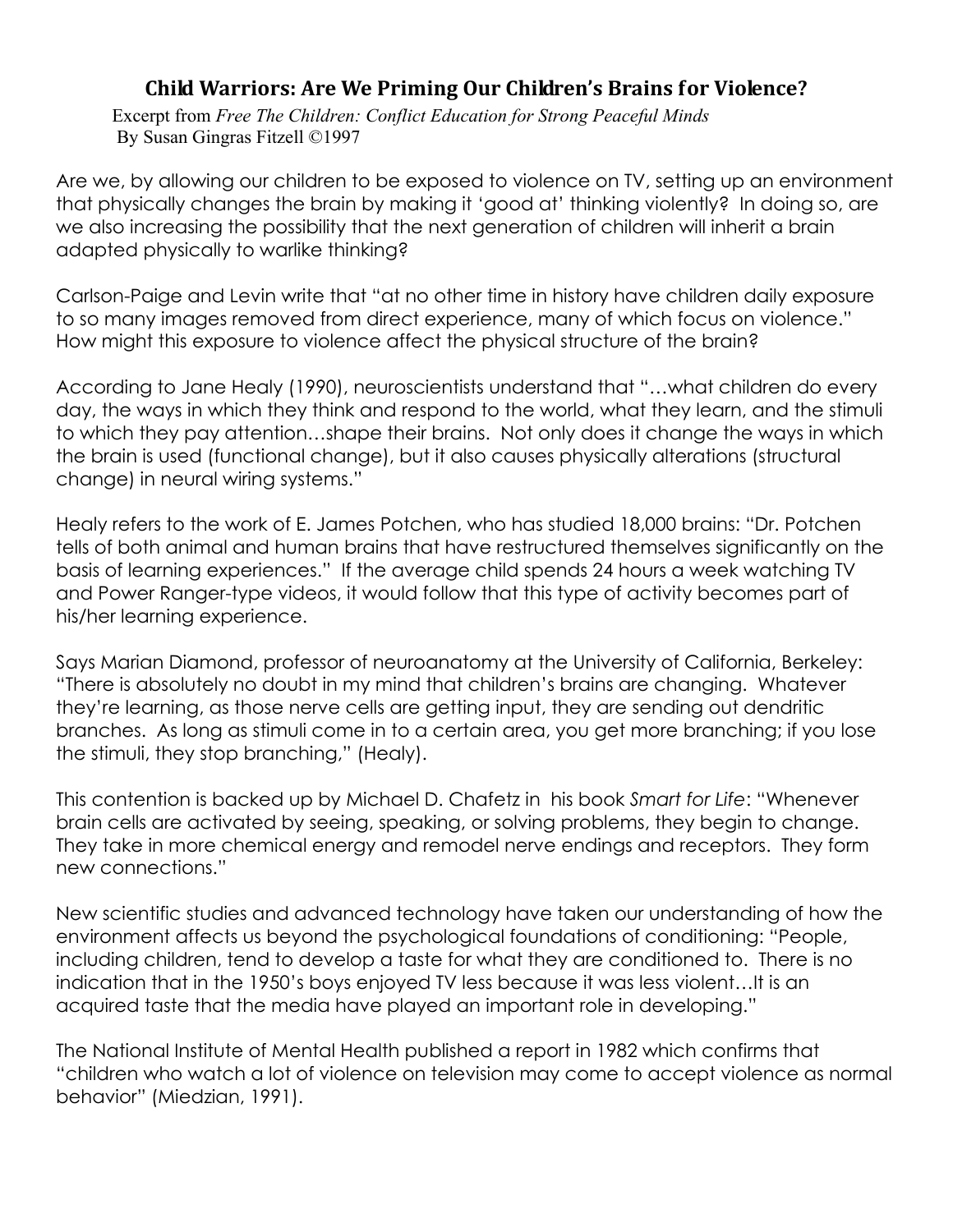# Child Warriors: Are We Priming Our Children's Brains for Violence?

Excerpt from *Free The Children: Conflict Education for Strong Peaceful Minds*
By Susan Gingras Fitzell ©1997

Are we, by allowing our children to be exposed to violence on TV, setting up an environment that physically changes the brain by making it 'good at' thinking violently? In doing so, are we also increasing the possibility that the next generation of children will inherit a brain adapted physically to warlike thinking?

Carlson-Paige and Levin write that "at no other time in history have children daily exposure to so many images removed from direct experience, many of which focus on violence." How might this exposure to violence affect the physical structure of the brain?

According to Jane Healy (1990), neuroscientists understand that "…what children do every day, the ways in which they think and respond to the world, what they learn, and the stimuli to which they pay attention…shape their brains. Not only does it change the ways in which the brain is used (functional change), but it also causes physically alterations (structural change) in neural wiring systems."

Healy refers to the work of E. James Potchen, who has studied 18,000 brains: "Dr. Potchen tells of both animal and human brains that have restructured themselves significantly on the basis of learning experiences." If the average child spends 24 hours a week watching TV and Power Ranger-type videos, it would follow that this type of activity becomes part of his/her learning experience.

Says Marian Diamond, professor of neuroanatomy at the University of California, Berkeley: "There is absolutely no doubt in my mind that children's brains are changing. Whatever they're learning, as those nerve cells are getting input, they are sending out dendritic branches. As long as stimuli come in to a certain area, you get more branching; if you lose the stimuli, they stop branching," (Healy).

This contention is backed up by Michael D. Chafetz in his book *Smart for Life*: "Whenever brain cells are activated by seeing, speaking, or solving problems, they begin to change. They take in more chemical energy and remodel nerve endings and receptors. They form new connections."

New scientific studies and advanced technology have taken our understanding of how the environment affects us beyond the psychological foundations of conditioning: "People, including children, tend to develop a taste for what they are conditioned to. There is no indication that in the 1950's boys enjoyed TV less because it was less violent…It is an acquired taste that the media have played an important role in developing."

The National Institute of Mental Health published a report in 1982 which confirms that "children who watch a lot of violence on television may come to accept violence as normal behavior" (Miedzian, 1991).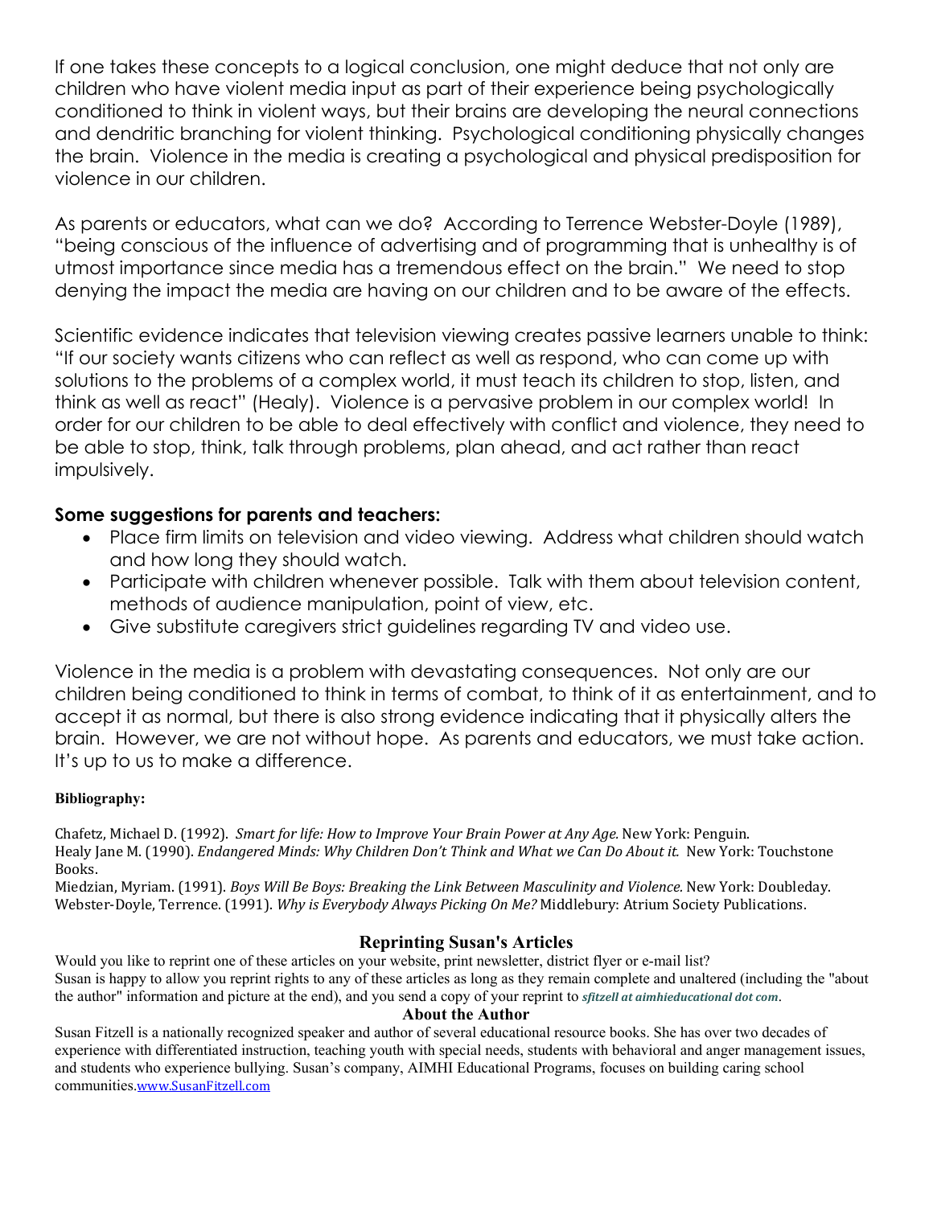If one takes these concepts to a logical conclusion, one might deduce that not only are children who have violent media input as part of their experience being psychologically conditioned to think in violent ways, but their brains are developing the neural connections and dendritic branching for violent thinking. Psychological conditioning physically changes the brain. Violence in the media is creating a psychological and physical predisposition for violence in our children.

As parents or educators, what can we do? According to Terrence Webster-Doyle (1989), "being conscious of the influence of advertising and of programming that is unhealthy is of utmost importance since media has a tremendous effect on the brain." We need to stop denying the impact the media are having on our children and to be aware of the effects.

Scientific evidence indicates that television viewing creates passive learners unable to think: "If our society wants citizens who can reflect as well as respond, who can come up with solutions to the problems of a complex world, it must teach its children to stop, listen, and think as well as react" (Healy). Violence is a pervasive problem in our complex world! In order for our children to be able to deal effectively with conflict and violence, they need to be able to stop, think, talk through problems, plan ahead, and act rather than react impulsively.

**Some suggestions for parents and teachers:**

- Place firm limits on television and video viewing. Address what children should watch and how long they should watch.
- Participate with children whenever possible. Talk with them about television content, methods of audience manipulation, point of view, etc.
- Give substitute caregivers strict guidelines regarding TV and video use.

Violence in the media is a problem with devastating consequences. Not only are our children being conditioned to think in terms of combat, to think of it as entertainment, and to accept it as normal, but there is also strong evidence indicating that it physically alters the brain. However, we are not without hope. As parents and educators, we must take action. It's up to us to make a difference.

**Bibliography:**

Chafetz, Michael D. (1992). *Smart for life: How to Improve Your Brain Power at Any Age.* New York: Penguin.
Healy Jane M. (1990). *Endangered Minds: Why Children Don't Think and What we Can Do About it.* New York: Touchstone Books.
Miedzian, Myriam. (1991). *Boys Will Be Boys: Breaking the Link Between Masculinity and Violence.* New York: Doubleday.
Webster-Doyle, Terrence. (1991). *Why is Everybody Always Picking On Me?* Middlebury: Atrium Society Publications.

## Reprinting Susan's Articles

Would you like to reprint one of these articles on your website, print newsletter, district flyer or e-mail list? Susan is happy to allow you reprint rights to any of these articles as long as they remain complete and unaltered (including the "about the author" information and picture at the end), and you send a copy of your reprint to ***sfitzell at aimhieducational dot com***.

## About the Author

Susan Fitzell is a nationally recognized speaker and author of several educational resource books. She has over two decades of experience with differentiated instruction, teaching youth with special needs, students with behavioral and anger management issues, and students who experience bullying. Susan's company, AIMHI Educational Programs, focuses on building caring school communities.www.SusanFitzell.com